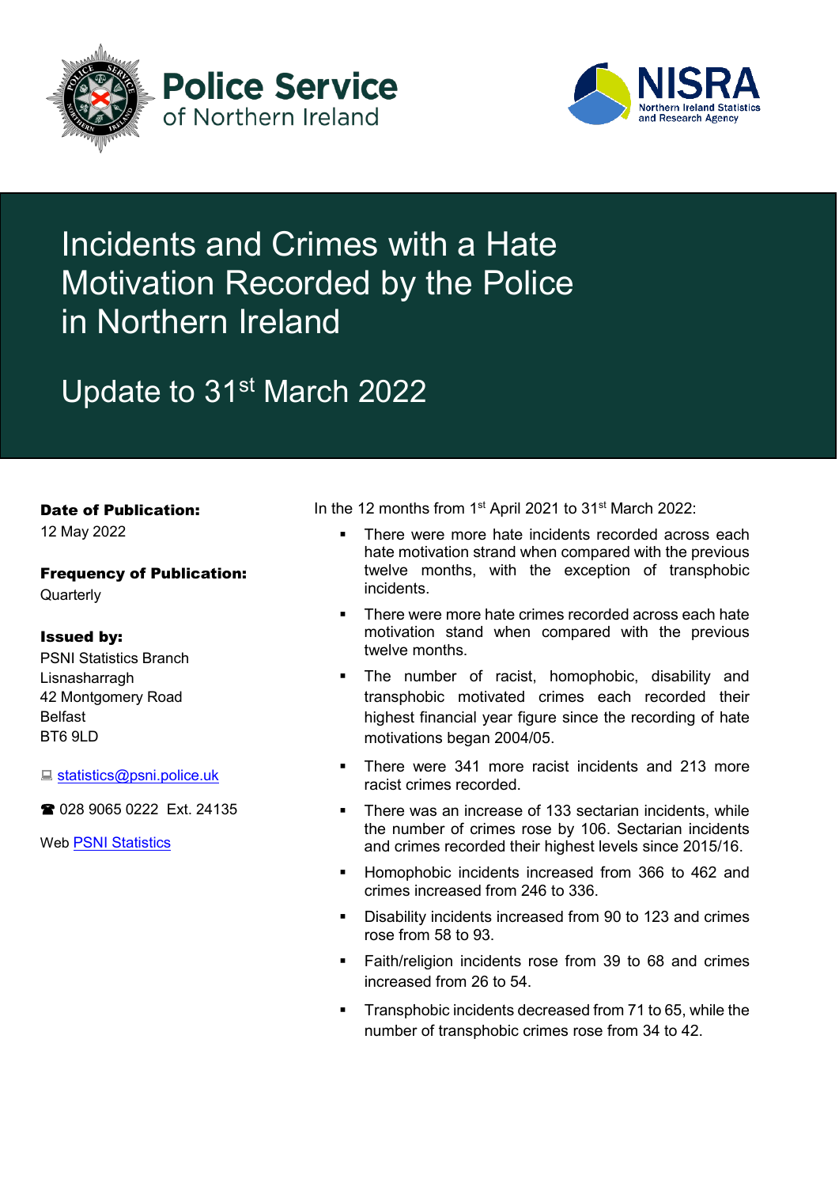Police Service of Northern Ireland

NISRA Northern Ireland Statistics and Research Agency

# Incidents and Crimes with a Hate Motivation Recorded by the Police in Northern Ireland

## Update to 31st March 2022

**Date of Publication:**
12 May 2022

**Frequency of Publication:**
Quarterly

**Issued by:**
PSNI Statistics Branch
Lisnasharragh
42 Montgomery Road
Belfast
BT6 9LD

statistics@psni.police.uk

028 9065 0222 Ext. 24135

Web PSNI Statistics

In the 12 months from 1st April 2021 to 31st March 2022:

- There were more hate incidents recorded across each hate motivation strand when compared with the previous twelve months, with the exception of transphobic incidents.
- There were more hate crimes recorded across each hate motivation stand when compared with the previous twelve months.
- The number of racist, homophobic, disability and transphobic motivated crimes each recorded their highest financial year figure since the recording of hate motivations began 2004/05.
- There were 341 more racist incidents and 213 more racist crimes recorded.
- There was an increase of 133 sectarian incidents, while the number of crimes rose by 106. Sectarian incidents and crimes recorded their highest levels since 2015/16.
- Homophobic incidents increased from 366 to 462 and crimes increased from 246 to 336.
- Disability incidents increased from 90 to 123 and crimes rose from 58 to 93.
- Faith/religion incidents rose from 39 to 68 and crimes increased from 26 to 54.
- Transphobic incidents decreased from 71 to 65, while the number of transphobic crimes rose from 34 to 42.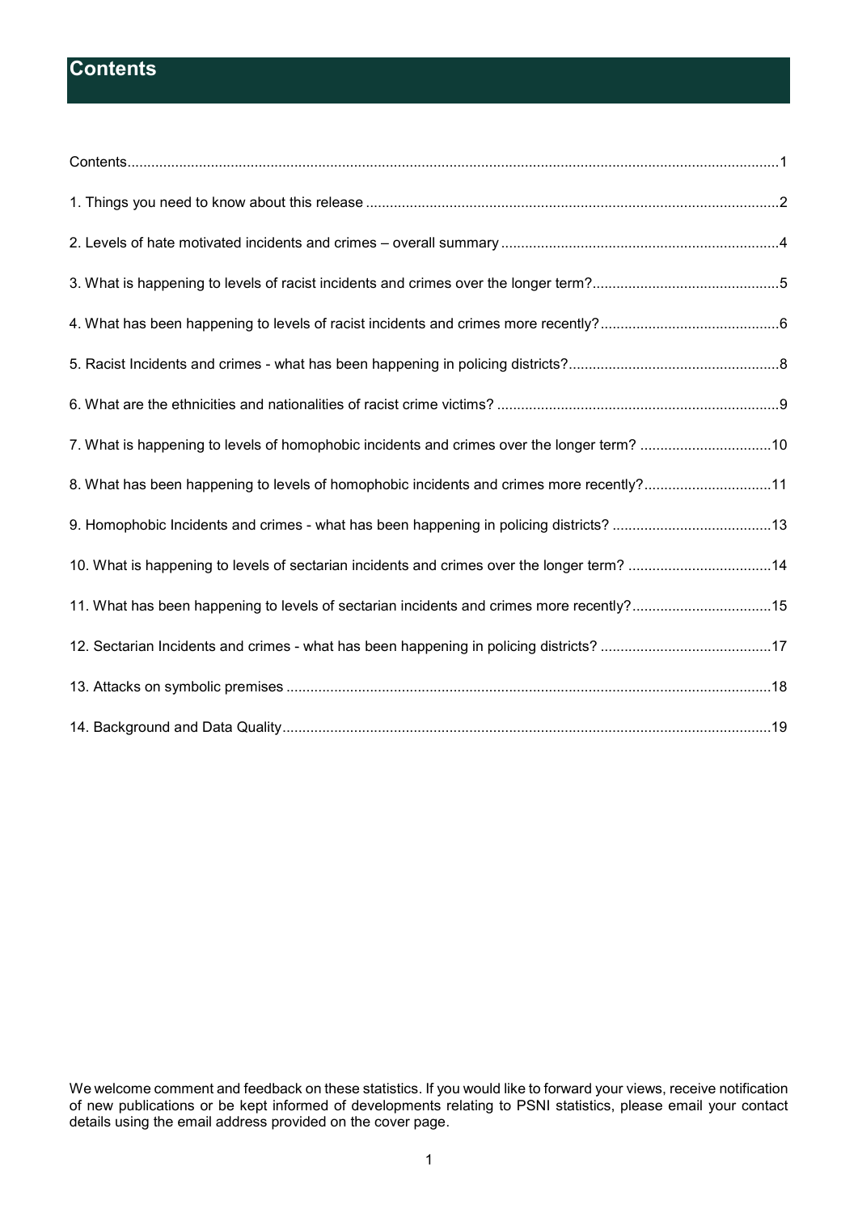## Contents

Contents....................................................................................................................1

1. Things you need to know about this release ..........................................................2

2. Levels of hate motivated incidents and crimes – overall summary ...........................4

3. What is happening to levels of racist incidents and crimes over the longer term?........5

4. What has been happening to levels of racist incidents and crimes more recently?.........6

5. Racist Incidents and crimes - what has been happening in policing districts?...............8

6. What are the ethnicities and nationalities of racist crime victims? ...............................9

7. What is happening to levels of homophobic incidents and crimes over the longer term? ...10

8. What has been happening to levels of homophobic incidents and crimes more recently?....11

9. Homophobic Incidents and crimes - what has been happening in policing districts? .......13

10. What is happening to levels of sectarian incidents and crimes over the longer term? .....14

11. What has been happening to levels of sectarian incidents and crimes more recently?.....15

12. Sectarian Incidents and crimes - what has been happening in policing districts? .........17

13. Attacks on symbolic premises ..............................................................................18

14. Background and Data Quality...............................................................................19

We welcome comment and feedback on these statistics. If you would like to forward your views, receive notification of new publications or be kept informed of developments relating to PSNI statistics, please email your contact details using the email address provided on the cover page.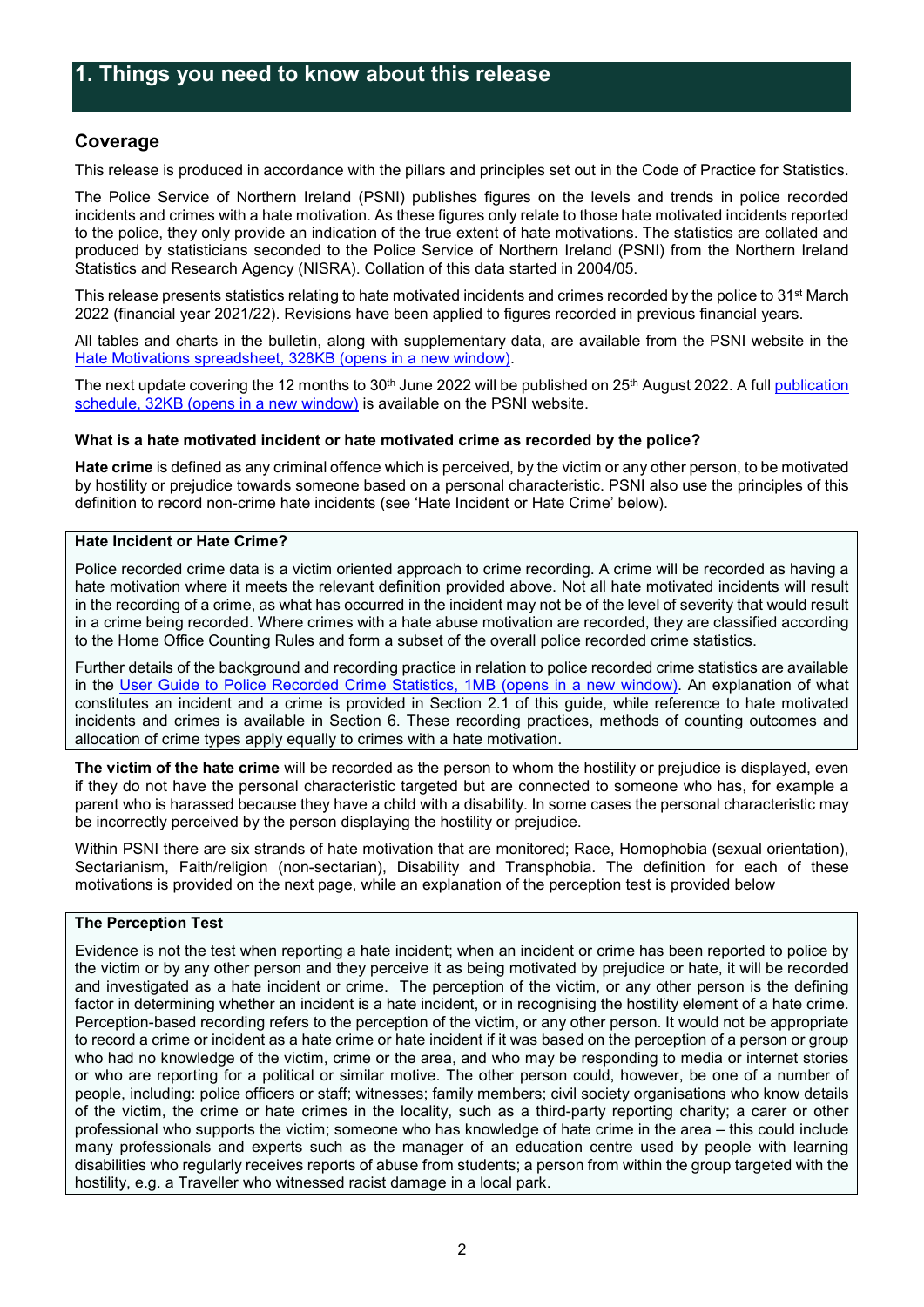# 1. Things you need to know about this release

## Coverage

This release is produced in accordance with the pillars and principles set out in the Code of Practice for Statistics.

The Police Service of Northern Ireland (PSNI) publishes figures on the levels and trends in police recorded incidents and crimes with a hate motivation. As these figures only relate to those hate motivated incidents reported to the police, they only provide an indication of the true extent of hate motivations. The statistics are collated and produced by statisticians seconded to the Police Service of Northern Ireland (PSNI) from the Northern Ireland Statistics and Research Agency (NISRA). Collation of this data started in 2004/05.

This release presents statistics relating to hate motivated incidents and crimes recorded by the police to 31st March 2022 (financial year 2021/22). Revisions have been applied to figures recorded in previous financial years.

All tables and charts in the bulletin, along with supplementary data, are available from the PSNI website in the Hate Motivations spreadsheet, 328KB (opens in a new window).

The next update covering the 12 months to 30th June 2022 will be published on 25th August 2022. A full publication schedule, 32KB (opens in a new window) is available on the PSNI website.

**What is a hate motivated incident or hate motivated crime as recorded by the police?**

**Hate crime** is defined as any criminal offence which is perceived, by the victim or any other person, to be motivated by hostility or prejudice towards someone based on a personal characteristic. PSNI also use the principles of this definition to record non-crime hate incidents (see 'Hate Incident or Hate Crime' below).

**Hate Incident or Hate Crime?**

Police recorded crime data is a victim oriented approach to crime recording. A crime will be recorded as having a hate motivation where it meets the relevant definition provided above. Not all hate motivated incidents will result in the recording of a crime, as what has occurred in the incident may not be of the level of severity that would result in a crime being recorded. Where crimes with a hate abuse motivation are recorded, they are classified according to the Home Office Counting Rules and form a subset of the overall police recorded crime statistics.

Further details of the background and recording practice in relation to police recorded crime statistics are available in the User Guide to Police Recorded Crime Statistics, 1MB (opens in a new window). An explanation of what constitutes an incident and a crime is provided in Section 2.1 of this guide, while reference to hate motivated incidents and crimes is available in Section 6. These recording practices, methods of counting outcomes and allocation of crime types apply equally to crimes with a hate motivation.

**The victim of the hate crime** will be recorded as the person to whom the hostility or prejudice is displayed, even if they do not have the personal characteristic targeted but are connected to someone who has, for example a parent who is harassed because they have a child with a disability. In some cases the personal characteristic may be incorrectly perceived by the person displaying the hostility or prejudice.

Within PSNI there are six strands of hate motivation that are monitored; Race, Homophobia (sexual orientation), Sectarianism, Faith/religion (non-sectarian), Disability and Transphobia. The definition for each of these motivations is provided on the next page, while an explanation of the perception test is provided below

**The Perception Test**

Evidence is not the test when reporting a hate incident; when an incident or crime has been reported to police by the victim or by any other person and they perceive it as being motivated by prejudice or hate, it will be recorded and investigated as a hate incident or crime. The perception of the victim, or any other person is the defining factor in determining whether an incident is a hate incident, or in recognising the hostility element of a hate crime. Perception-based recording refers to the perception of the victim, or any other person. It would not be appropriate to record a crime or incident as a hate crime or hate incident if it was based on the perception of a person or group who had no knowledge of the victim, crime or the area, and who may be responding to media or internet stories or who are reporting for a political or similar motive. The other person could, however, be one of a number of people, including: police officers or staff; witnesses; family members; civil society organisations who know details of the victim, the crime or hate crimes in the locality, such as a third-party reporting charity; a carer or other professional who supports the victim; someone who has knowledge of hate crime in the area – this could include many professionals and experts such as the manager of an education centre used by people with learning disabilities who regularly receives reports of abuse from students; a person from within the group targeted with the hostility, e.g. a Traveller who witnessed racist damage in a local park.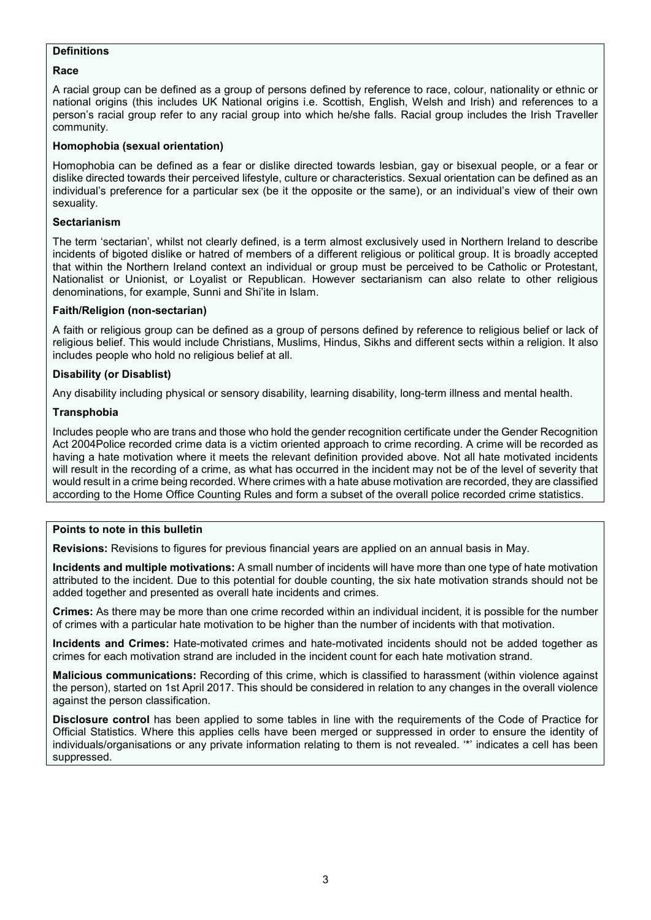**Definitions**

**Race**

A racial group can be defined as a group of persons defined by reference to race, colour, nationality or ethnic or national origins (this includes UK National origins i.e. Scottish, English, Welsh and Irish) and references to a person's racial group refer to any racial group into which he/she falls. Racial group includes the Irish Traveller community.

**Homophobia (sexual orientation)**

Homophobia can be defined as a fear or dislike directed towards lesbian, gay or bisexual people, or a fear or dislike directed towards their perceived lifestyle, culture or characteristics. Sexual orientation can be defined as an individual's preference for a particular sex (be it the opposite or the same), or an individual's view of their own sexuality.

**Sectarianism**

The term 'sectarian', whilst not clearly defined, is a term almost exclusively used in Northern Ireland to describe incidents of bigoted dislike or hatred of members of a different religious or political group. It is broadly accepted that within the Northern Ireland context an individual or group must be perceived to be Catholic or Protestant, Nationalist or Unionist, or Loyalist or Republican. However sectarianism can also relate to other religious denominations, for example, Sunni and Shi'ite in Islam.

**Faith/Religion (non-sectarian)**

A faith or religious group can be defined as a group of persons defined by reference to religious belief or lack of religious belief. This would include Christians, Muslims, Hindus, Sikhs and different sects within a religion. It also includes people who hold no religious belief at all.

**Disability (or Disablist)**

Any disability including physical or sensory disability, learning disability, long-term illness and mental health.

**Transphobia**

Includes people who are trans and those who hold the gender recognition certificate under the Gender Recognition Act 2004Police recorded crime data is a victim oriented approach to crime recording. A crime will be recorded as having a hate motivation where it meets the relevant definition provided above. Not all hate motivated incidents will result in the recording of a crime, as what has occurred in the incident may not be of the level of severity that would result in a crime being recorded. Where crimes with a hate abuse motivation are recorded, they are classified according to the Home Office Counting Rules and form a subset of the overall police recorded crime statistics.

**Points to note in this bulletin**

**Revisions:** Revisions to figures for previous financial years are applied on an annual basis in May.

**Incidents and multiple motivations:** A small number of incidents will have more than one type of hate motivation attributed to the incident. Due to this potential for double counting, the six hate motivation strands should not be added together and presented as overall hate incidents and crimes.

**Crimes:** As there may be more than one crime recorded within an individual incident, it is possible for the number of crimes with a particular hate motivation to be higher than the number of incidents with that motivation.

**Incidents and Crimes:** Hate-motivated crimes and hate-motivated incidents should not be added together as crimes for each motivation strand are included in the incident count for each hate motivation strand.

**Malicious communications:** Recording of this crime, which is classified to harassment (within violence against the person), started on 1st April 2017. This should be considered in relation to any changes in the overall violence against the person classification.

**Disclosure control** has been applied to some tables in line with the requirements of the Code of Practice for Official Statistics. Where this applies cells have been merged or suppressed in order to ensure the identity of individuals/organisations or any private information relating to them is not revealed. '*' indicates a cell has been suppressed.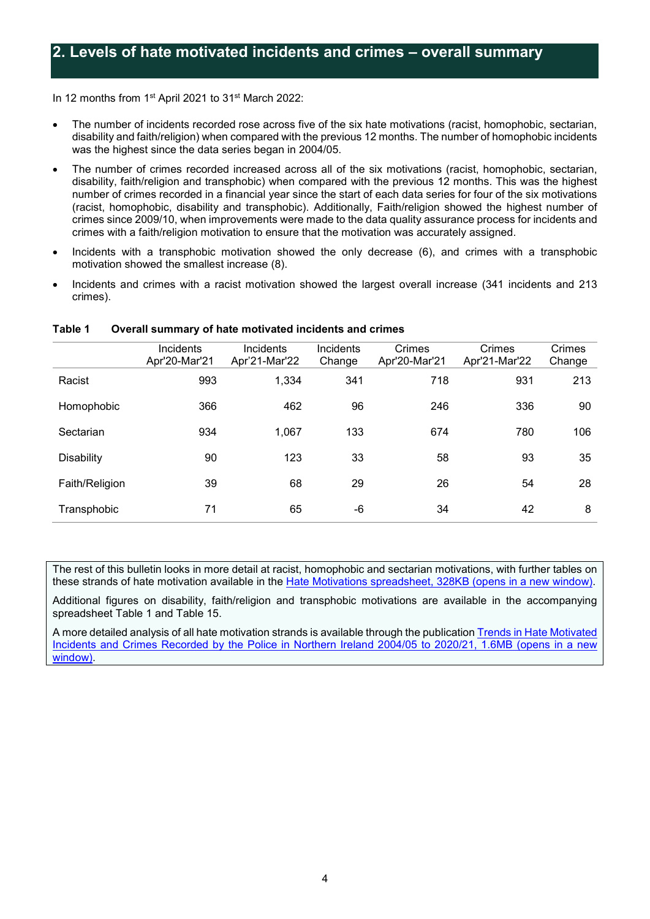## 2. Levels of hate motivated incidents and crimes – overall summary

In 12 months from 1st April 2021 to 31st March 2022:

- The number of incidents recorded rose across five of the six hate motivations (racist, homophobic, sectarian, disability and faith/religion) when compared with the previous 12 months. The number of homophobic incidents was the highest since the data series began in 2004/05.
- The number of crimes recorded increased across all of the six motivations (racist, homophobic, sectarian, disability, faith/religion and transphobic) when compared with the previous 12 months. This was the highest number of crimes recorded in a financial year since the start of each data series for four of the six motivations (racist, homophobic, disability and transphobic). Additionally, Faith/religion showed the highest number of crimes since 2009/10, when improvements were made to the data quality assurance process for incidents and crimes with a faith/religion motivation to ensure that the motivation was accurately assigned.
- Incidents with a transphobic motivation showed the only decrease (6), and crimes with a transphobic motivation showed the smallest increase (8).
- Incidents and crimes with a racist motivation showed the largest overall increase (341 incidents and 213 crimes).

**Table 1 Overall summary of hate motivated incidents and crimes**

| | Incidents Apr'20-Mar'21 | Incidents Apr'21-Mar'22 | Incidents Change | Crimes Apr'20-Mar'21 | Crimes Apr'21-Mar'22 | Crimes Change |
|---|---|---|---|---|---|---|
| Racist | 993 | 1,334 | 341 | 718 | 931 | 213 |
| Homophobic | 366 | 462 | 96 | 246 | 336 | 90 |
| Sectarian | 934 | 1,067 | 133 | 674 | 780 | 106 |
| Disability | 90 | 123 | 33 | 58 | 93 | 35 |
| Faith/Religion | 39 | 68 | 29 | 26 | 54 | 28 |
| Transphobic | 71 | 65 | -6 | 34 | 42 | 8 |

The rest of this bulletin looks in more detail at racist, homophobic and sectarian motivations, with further tables on these strands of hate motivation available in the Hate Motivations spreadsheet, 328KB (opens in a new window).

Additional figures on disability, faith/religion and transphobic motivations are available in the accompanying spreadsheet Table 1 and Table 15.

A more detailed analysis of all hate motivation strands is available through the publication Trends in Hate Motivated Incidents and Crimes Recorded by the Police in Northern Ireland 2004/05 to 2020/21, 1.6MB (opens in a new window).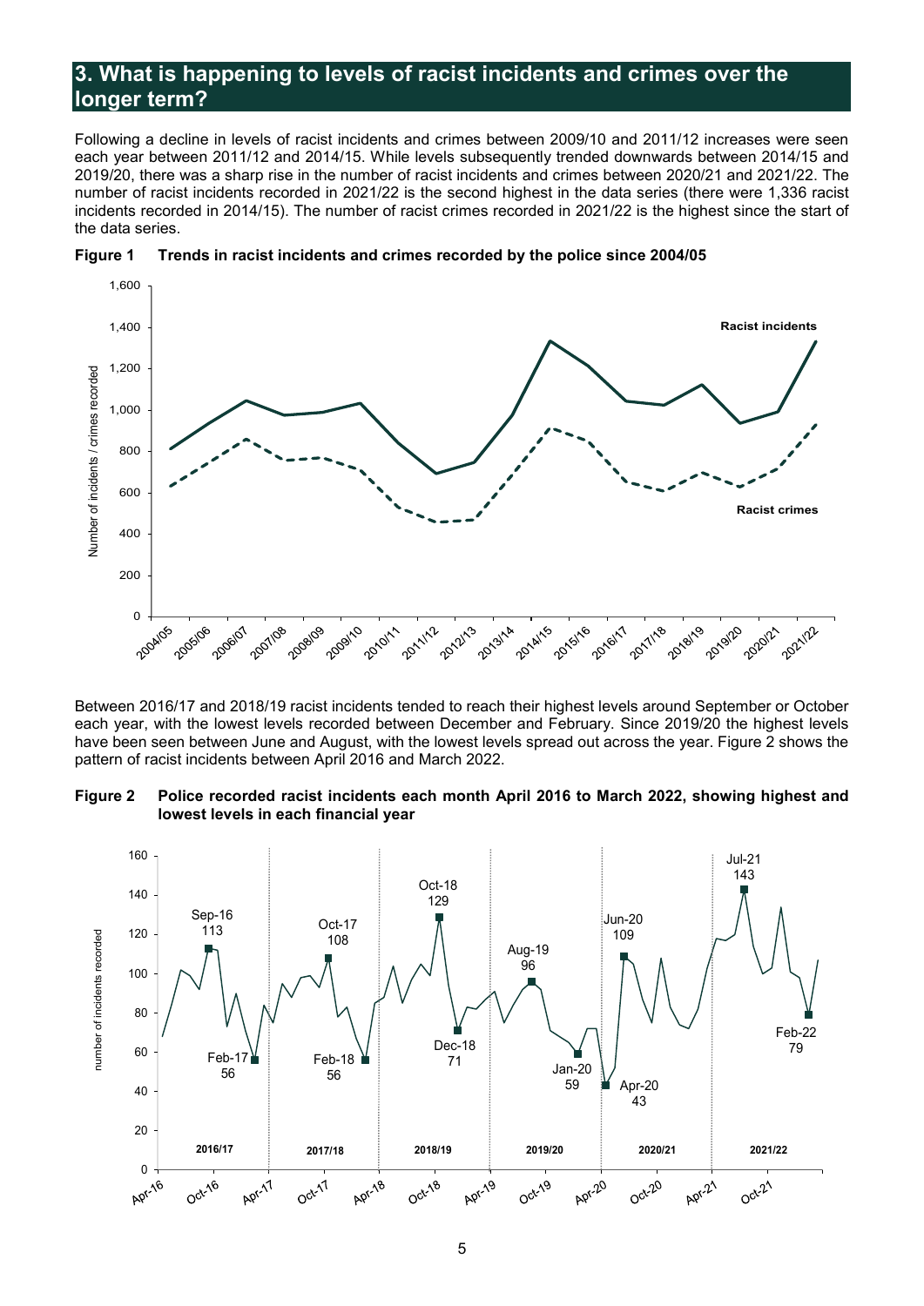## 3. What is happening to levels of racist incidents and crimes over the longer term?

Following a decline in levels of racist incidents and crimes between 2009/10 and 2011/12 increases were seen each year between 2011/12 and 2014/15. While levels subsequently trended downwards between 2014/15 and 2019/20, there was a sharp rise in the number of racist incidents and crimes between 2020/21 and 2021/22. The number of racist incidents recorded in 2021/22 is the second highest in the data series (there were 1,336 racist incidents recorded in 2014/15). The number of racist crimes recorded in 2021/22 is the highest since the start of the data series.

**Figure 1 Trends in racist incidents and crimes recorded by the police since 2004/05**

Between 2016/17 and 2018/19 racist incidents tended to reach their highest levels around September or October each year, with the lowest levels recorded between December and February. Since 2019/20 the highest levels have been seen between June and August, with the lowest levels spread out across the year. Figure 2 shows the pattern of racist incidents between April 2016 and March 2022.

**Figure 2 Police recorded racist incidents each month April 2016 to March 2022, showing highest and lowest levels in each financial year**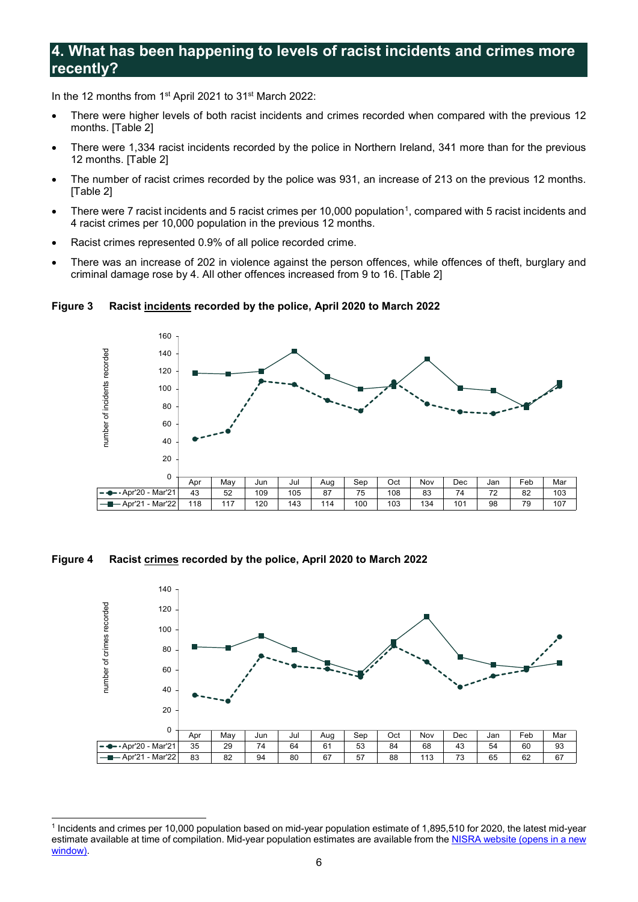## 4. What has been happening to levels of racist incidents and crimes more recently?

In the 12 months from 1st April 2021 to 31st March 2022:

- There were higher levels of both racist incidents and crimes recorded when compared with the previous 12 months. [Table 2]
- There were 1,334 racist incidents recorded by the police in Northern Ireland, 341 more than for the previous 12 months. [Table 2]
- The number of racist crimes recorded by the police was 931, an increase of 213 on the previous 12 months. [Table 2]
- There were 7 racist incidents and 5 racist crimes per 10,000 population[1], compared with 5 racist incidents and 4 racist crimes per 10,000 population in the previous 12 months.
- Racist crimes represented 0.9% of all police recorded crime.
- There was an increase of 202 in violence against the person offences, while offences of theft, burglary and criminal damage rose by 4. All other offences increased from 9 to 16. [Table 2]

**Figure 3 Racist incidents recorded by the police, April 2020 to March 2022**

| | Apr | May | Jun | Jul | Aug | Sep | Oct | Nov | Dec | Jan | Feb | Mar |
|---|---|---|---|---|---|---|---|---|---|---|---|---|
| Apr'20 - Mar'21 | 43 | 52 | 109 | 105 | 87 | 75 | 108 | 83 | 74 | 72 | 82 | 103 |
| Apr'21 - Mar'22 | 118 | 117 | 120 | 143 | 114 | 100 | 103 | 134 | 101 | 98 | 79 | 107 |

**Figure 4 Racist crimes recorded by the police, April 2020 to March 2022**

| | Apr | May | Jun | Jul | Aug | Sep | Oct | Nov | Dec | Jan | Feb | Mar |
|---|---|---|---|---|---|---|---|---|---|---|---|---|
| Apr'20 - Mar'21 | 35 | 29 | 74 | 64 | 61 | 53 | 84 | 68 | 43 | 54 | 60 | 93 |
| Apr'21 - Mar'22 | 83 | 82 | 94 | 80 | 67 | 57 | 88 | 113 | 73 | 65 | 62 | 67 |

[1] Incidents and crimes per 10,000 population based on mid-year population estimate of 1,895,510 for 2020, the latest mid-year estimate available at time of compilation. Mid-year population estimates are available from the NISRA website (opens in a new window).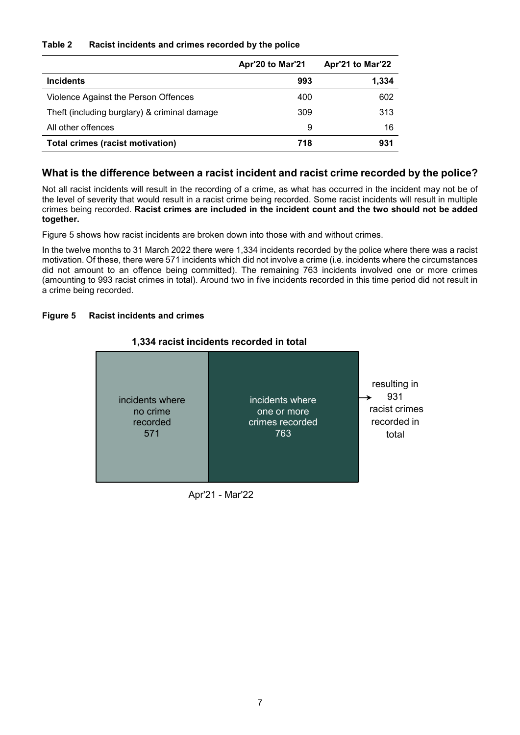**Table 2 Racist incidents and crimes recorded by the police**

| | Apr'20 to Mar'21 | Apr'21 to Mar'22 |
|---|---|---|
| **Incidents** | **993** | **1,334** |
| Violence Against the Person Offences | 400 | 602 |
| Theft (including burglary) & criminal damage | 309 | 313 |
| All other offences | 9 | 16 |
| **Total crimes (racist motivation)** | **718** | **931** |

## What is the difference between a racist incident and racist crime recorded by the police?

Not all racist incidents will result in the recording of a crime, as what has occurred in the incident may not be of the level of severity that would result in a racist crime being recorded. Some racist incidents will result in multiple crimes being recorded. **Racist crimes are included in the incident count and the two should not be added together.**

Figure 5 shows how racist incidents are broken down into those with and without crimes.

In the twelve months to 31 March 2022 there were 1,334 incidents recorded by the police where there was a racist motivation. Of these, there were 571 incidents which did not involve a crime (i.e. incidents where the circumstances did not amount to an offence being committed). The remaining 763 incidents involved one or more crimes (amounting to 993 racist crimes in total). Around two in five incidents recorded in this time period did not result in a crime being recorded.

**Figure 5 Racist incidents and crimes**

**1,334 racist incidents recorded in total**

incidents where no crime recorded 571

incidents where one or more crimes recorded 763

resulting in 931 racist crimes recorded in total

Apr'21 - Mar'22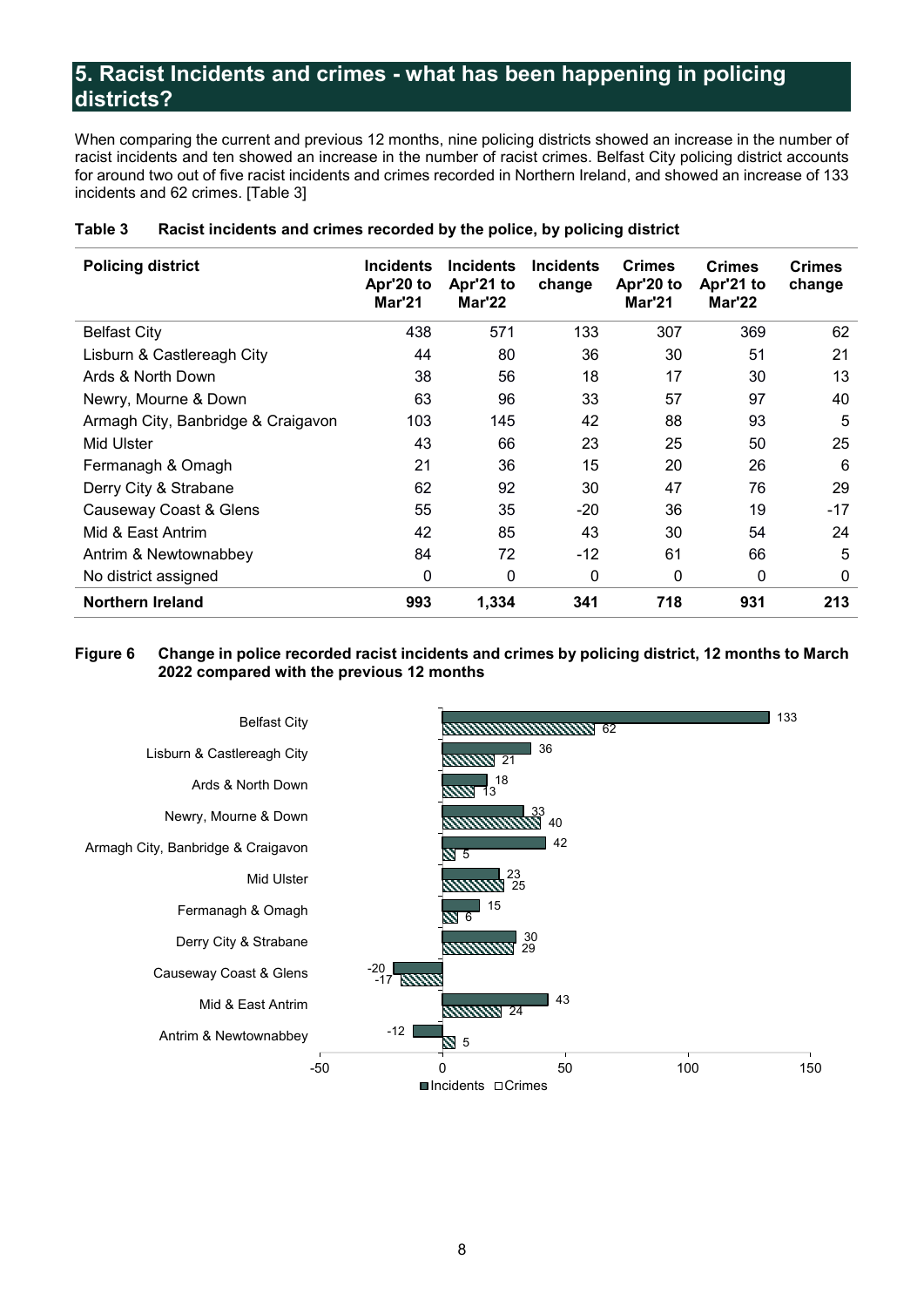## 5. Racist Incidents and crimes - what has been happening in policing districts?

When comparing the current and previous 12 months, nine policing districts showed an increase in the number of racist incidents and ten showed an increase in the number of racist crimes. Belfast City policing district accounts for around two out of five racist incidents and crimes recorded in Northern Ireland, and showed an increase of 133 incidents and 62 crimes. [Table 3]

**Table 3 Racist incidents and crimes recorded by the police, by policing district**

| Policing district | Incidents Apr'20 to Mar'21 | Incidents Apr'21 to Mar'22 | Incidents change | Crimes Apr'20 to Mar'21 | Crimes Apr'21 to Mar'22 | Crimes change |
|---|---|---|---|---|---|---|
| Belfast City | 438 | 571 | 133 | 307 | 369 | 62 |
| Lisburn & Castlereagh City | 44 | 80 | 36 | 30 | 51 | 21 |
| Ards & North Down | 38 | 56 | 18 | 17 | 30 | 13 |
| Newry, Mourne & Down | 63 | 96 | 33 | 57 | 97 | 40 |
| Armagh City, Banbridge & Craigavon | 103 | 145 | 42 | 88 | 93 | 5 |
| Mid Ulster | 43 | 66 | 23 | 25 | 50 | 25 |
| Fermanagh & Omagh | 21 | 36 | 15 | 20 | 26 | 6 |
| Derry City & Strabane | 62 | 92 | 30 | 47 | 76 | 29 |
| Causeway Coast & Glens | 55 | 35 | -20 | 36 | 19 | -17 |
| Mid & East Antrim | 42 | 85 | 43 | 30 | 54 | 24 |
| Antrim & Newtownabbey | 84 | 72 | -12 | 61 | 66 | 5 |
| No district assigned | 0 | 0 | 0 | 0 | 0 | 0 |
| **Northern Ireland** | **993** | **1,334** | **341** | **718** | **931** | **213** |

**Figure 6 Change in police recorded racist incidents and crimes by policing district, 12 months to March 2022 compared with the previous 12 months**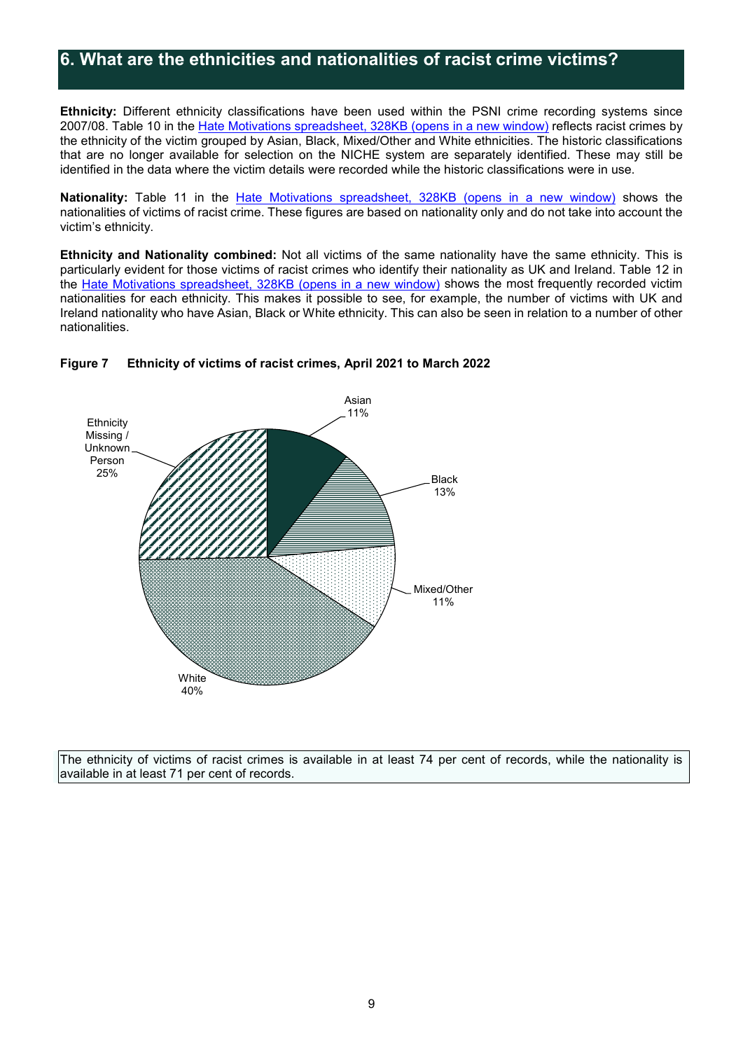## 6. What are the ethnicities and nationalities of racist crime victims?

**Ethnicity:** Different ethnicity classifications have been used within the PSNI crime recording systems since 2007/08. Table 10 in the [Hate Motivations spreadsheet, 328KB (opens in a new window)] reflects racist crimes by the ethnicity of the victim grouped by Asian, Black, Mixed/Other and White ethnicities. The historic classifications that are no longer available for selection on the NICHE system are separately identified. These may still be identified in the data where the victim details were recorded while the historic classifications were in use.

**Nationality:** Table 11 in the [Hate Motivations spreadsheet, 328KB (opens in a new window)] shows the nationalities of victims of racist crime. These figures are based on nationality only and do not take into account the victim's ethnicity.

**Ethnicity and Nationality combined:** Not all victims of the same nationality have the same ethnicity. This is particularly evident for those victims of racist crimes who identify their nationality as UK and Ireland. Table 12 in the [Hate Motivations spreadsheet, 328KB (opens in a new window)] shows the most frequently recorded victim nationalities for each ethnicity. This makes it possible to see, for example, the number of victims with UK and Ireland nationality who have Asian, Black or White ethnicity. This can also be seen in relation to a number of other nationalities.

**Figure 7 Ethnicity of victims of racist crimes, April 2021 to March 2022**

| Ethnicity | Percentage |
| --- | --- |
| Asian | 11% |
| Black | 13% |
| Mixed/Other | 11% |
| White | 40% |
| Ethnicity Missing / Unknown Person | 25% |

The ethnicity of victims of racist crimes is available in at least 74 per cent of records, while the nationality is available in at least 71 per cent of records.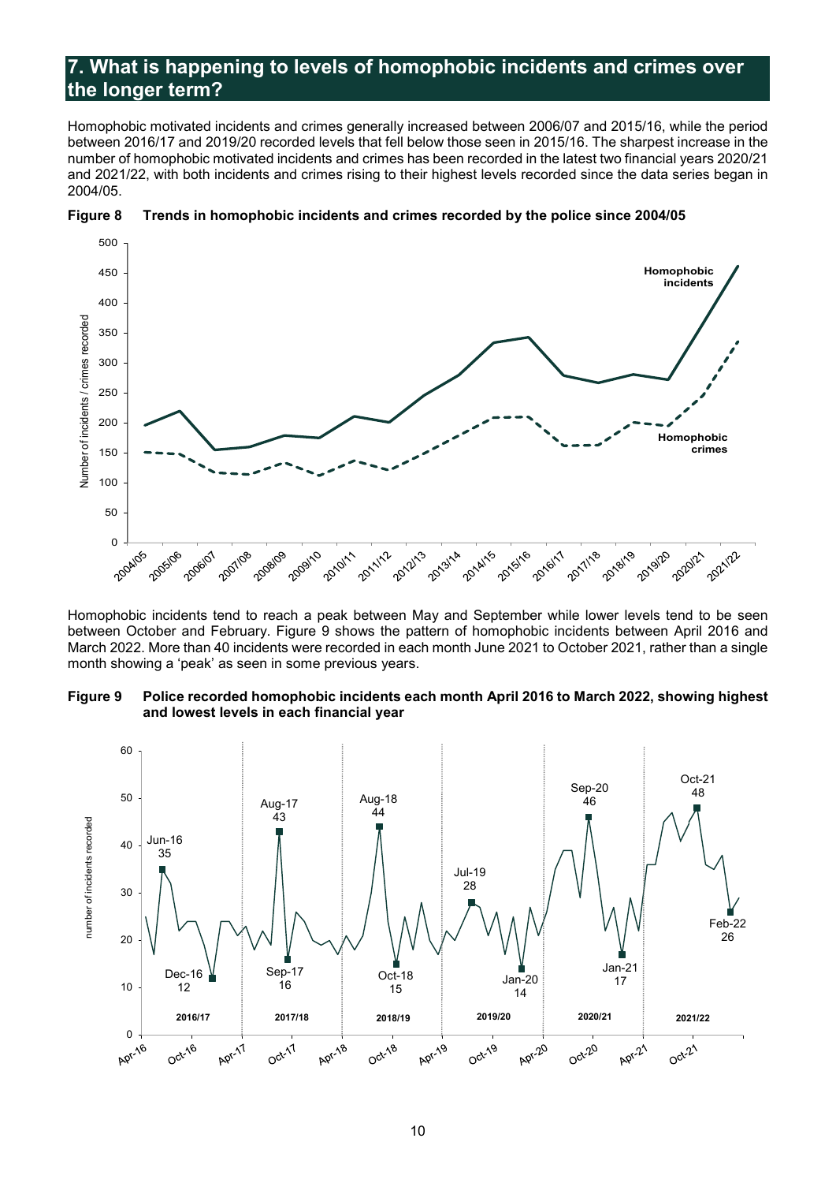## 7. What is happening to levels of homophobic incidents and crimes over the longer term?

Homophobic motivated incidents and crimes generally increased between 2006/07 and 2015/16, while the period between 2016/17 and 2019/20 recorded levels that fell below those seen in 2015/16. The sharpest increase in the number of homophobic motivated incidents and crimes has been recorded in the latest two financial years 2020/21 and 2021/22, with both incidents and crimes rising to their highest levels recorded since the data series began in 2004/05.

**Figure 8 Trends in homophobic incidents and crimes recorded by the police since 2004/05**

Homophobic incidents tend to reach a peak between May and September while lower levels tend to be seen between October and February. Figure 9 shows the pattern of homophobic incidents between April 2016 and March 2022. More than 40 incidents were recorded in each month June 2021 to October 2021, rather than a single month showing a 'peak' as seen in some previous years.

**Figure 9 Police recorded homophobic incidents each month April 2016 to March 2022, showing highest and lowest levels in each financial year**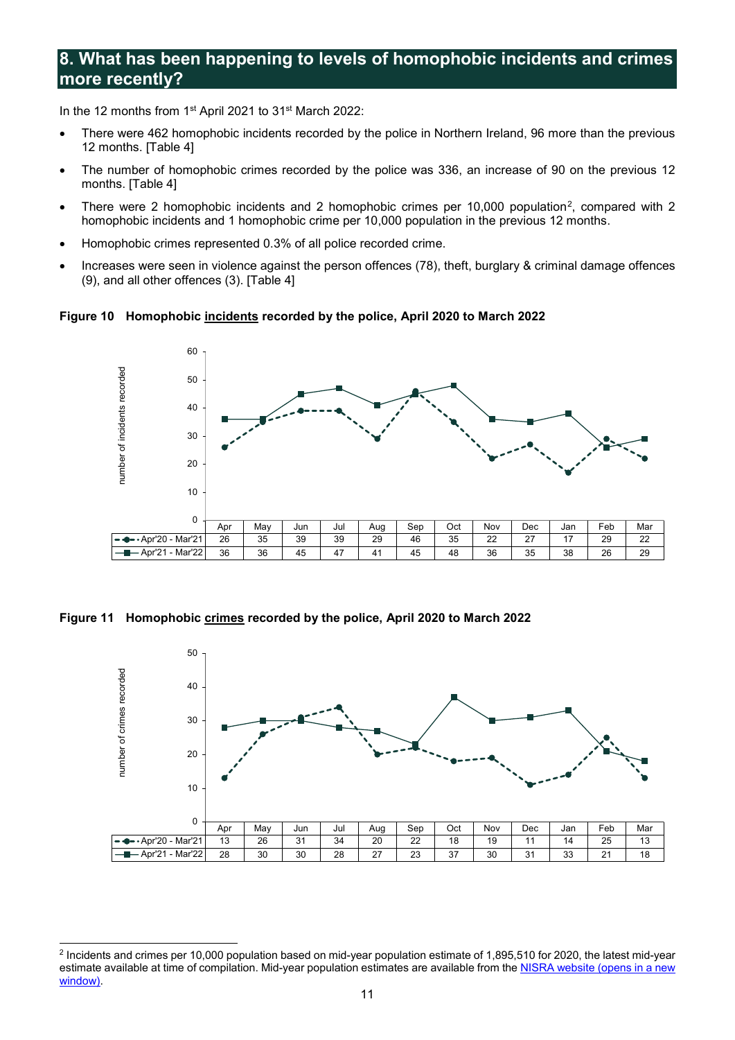## 8. What has been happening to levels of homophobic incidents and crimes more recently?

In the 12 months from 1st April 2021 to 31st March 2022:

- There were 462 homophobic incidents recorded by the police in Northern Ireland, 96 more than the previous 12 months. [Table 4]
- The number of homophobic crimes recorded by the police was 336, an increase of 90 on the previous 12 months. [Table 4]
- There were 2 homophobic incidents and 2 homophobic crimes per 10,000 population[2], compared with 2 homophobic incidents and 1 homophobic crime per 10,000 population in the previous 12 months.
- Homophobic crimes represented 0.3% of all police recorded crime.
- Increases were seen in violence against the person offences (78), theft, burglary & criminal damage offences (9), and all other offences (3). [Table 4]

**Figure 10 Homophobic incidents recorded by the police, April 2020 to March 2022**

| | Apr | May | Jun | Jul | Aug | Sep | Oct | Nov | Dec | Jan | Feb | Mar |
|---|---|---|---|---|---|---|---|---|---|---|---|---|
| Apr'20 - Mar'21 | 26 | 35 | 39 | 39 | 29 | 46 | 35 | 22 | 27 | 17 | 29 | 22 |
| Apr'21 - Mar'22 | 36 | 36 | 45 | 47 | 41 | 45 | 48 | 36 | 35 | 38 | 26 | 29 |

**Figure 11 Homophobic crimes recorded by the police, April 2020 to March 2022**

| | Apr | May | Jun | Jul | Aug | Sep | Oct | Nov | Dec | Jan | Feb | Mar |
|---|---|---|---|---|---|---|---|---|---|---|---|---|
| Apr'20 - Mar'21 | 13 | 26 | 31 | 34 | 20 | 22 | 18 | 19 | 11 | 14 | 25 | 13 |
| Apr'21 - Mar'22 | 28 | 30 | 30 | 28 | 27 | 23 | 37 | 30 | 31 | 33 | 21 | 18 |

---

[2] Incidents and crimes per 10,000 population based on mid-year population estimate of 1,895,510 for 2020, the latest mid-year estimate available at time of compilation. Mid-year population estimates are available from the NISRA website (opens in a new window).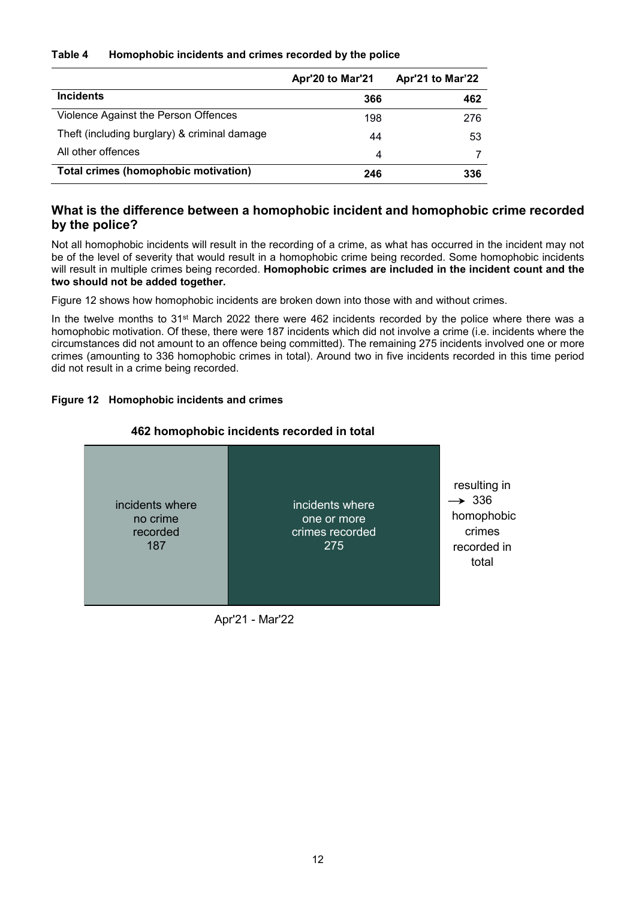**Table 4 Homophobic incidents and crimes recorded by the police**

| | Apr'20 to Mar'21 | Apr'21 to Mar'22 |
|---|---|---|
| **Incidents** | **366** | **462** |
| Violence Against the Person Offences | 198 | 276 |
| Theft (including burglary) & criminal damage | 44 | 53 |
| All other offences | 4 | 7 |
| **Total crimes (homophobic motivation)** | **246** | **336** |

## What is the difference between a homophobic incident and homophobic crime recorded by the police?

Not all homophobic incidents will result in the recording of a crime, as what has occurred in the incident may not be of the level of severity that would result in a homophobic crime being recorded. Some homophobic incidents will result in multiple crimes being recorded. **Homophobic crimes are included in the incident count and the two should not be added together.**

Figure 12 shows how homophobic incidents are broken down into those with and without crimes.

In the twelve months to 31st March 2022 there were 462 incidents recorded by the police where there was a homophobic motivation. Of these, there were 187 incidents which did not involve a crime (i.e. incidents where the circumstances did not amount to an offence being committed). The remaining 275 incidents involved one or more crimes (amounting to 336 homophobic crimes in total). Around two in five incidents recorded in this time period did not result in a crime being recorded.

**Figure 12 Homophobic incidents and crimes**

**462 homophobic incidents recorded in total**

| incidents where no crime recorded | incidents where one or more crimes recorded | |
|---|---|---|
| 187 | 275 | resulting in → 336 homophobic crimes recorded in total |

Apr'21 - Mar'22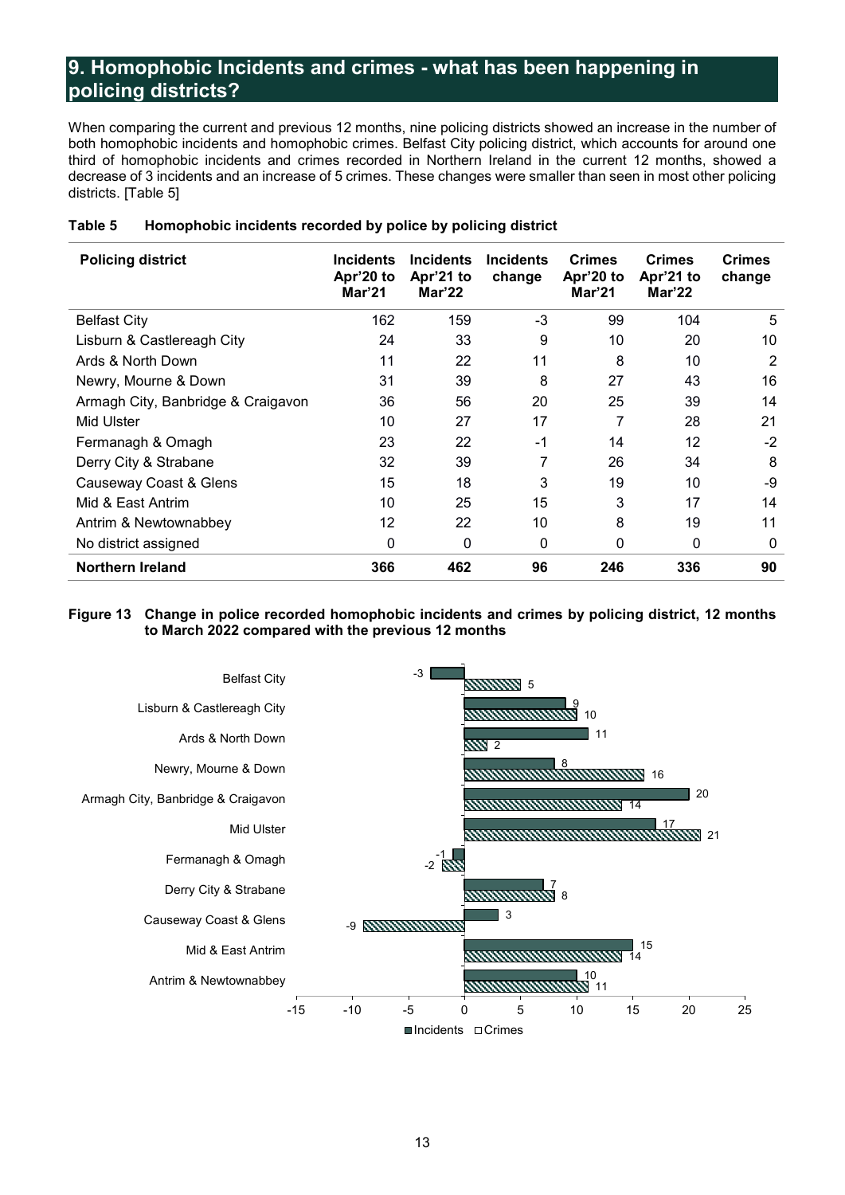## 9. Homophobic Incidents and crimes - what has been happening in policing districts?

When comparing the current and previous 12 months, nine policing districts showed an increase in the number of both homophobic incidents and homophobic crimes. Belfast City policing district, which accounts for around one third of homophobic incidents and crimes recorded in Northern Ireland in the current 12 months, showed a decrease of 3 incidents and an increase of 5 crimes. These changes were smaller than seen in most other policing districts. [Table 5]

**Table 5 Homophobic incidents recorded by police by policing district**

| Policing district | Incidents Apr'20 to Mar'21 | Incidents Apr'21 to Mar'22 | Incidents change | Crimes Apr'20 to Mar'21 | Crimes Apr'21 to Mar'22 | Crimes change |
|---|---|---|---|---|---|---|
| Belfast City | 162 | 159 | -3 | 99 | 104 | 5 |
| Lisburn & Castlereagh City | 24 | 33 | 9 | 10 | 20 | 10 |
| Ards & North Down | 11 | 22 | 11 | 8 | 10 | 2 |
| Newry, Mourne & Down | 31 | 39 | 8 | 27 | 43 | 16 |
| Armagh City, Banbridge & Craigavon | 36 | 56 | 20 | 25 | 39 | 14 |
| Mid Ulster | 10 | 27 | 17 | 7 | 28 | 21 |
| Fermanagh & Omagh | 23 | 22 | -1 | 14 | 12 | -2 |
| Derry City & Strabane | 32 | 39 | 7 | 26 | 34 | 8 |
| Causeway Coast & Glens | 15 | 18 | 3 | 19 | 10 | -9 |
| Mid & East Antrim | 10 | 25 | 15 | 3 | 17 | 14 |
| Antrim & Newtownabbey | 12 | 22 | 10 | 8 | 19 | 11 |
| No district assigned | 0 | 0 | 0 | 0 | 0 | 0 |
| **Northern Ireland** | **366** | **462** | **96** | **246** | **336** | **90** |

**Figure 13 Change in police recorded homophobic incidents and crimes by policing district, 12 months to March 2022 compared with the previous 12 months**

| Policing district | Incidents | Crimes |
|---|---|---|
| Belfast City | -3 | 5 |
| Lisburn & Castlereagh City | 9 | 10 |
| Ards & North Down | 11 | 2 |
| Newry, Mourne & Down | 8 | 16 |
| Armagh City, Banbridge & Craigavon | 20 | 14 |
| Mid Ulster | 17 | 21 |
| Fermanagh & Omagh | -1 | -2 |
| Derry City & Strabane | 7 | 8 |
| Causeway Coast & Glens | 3 | -9 |
| Mid & East Antrim | 15 | 14 |
| Antrim & Newtownabbey | 10 | 11 |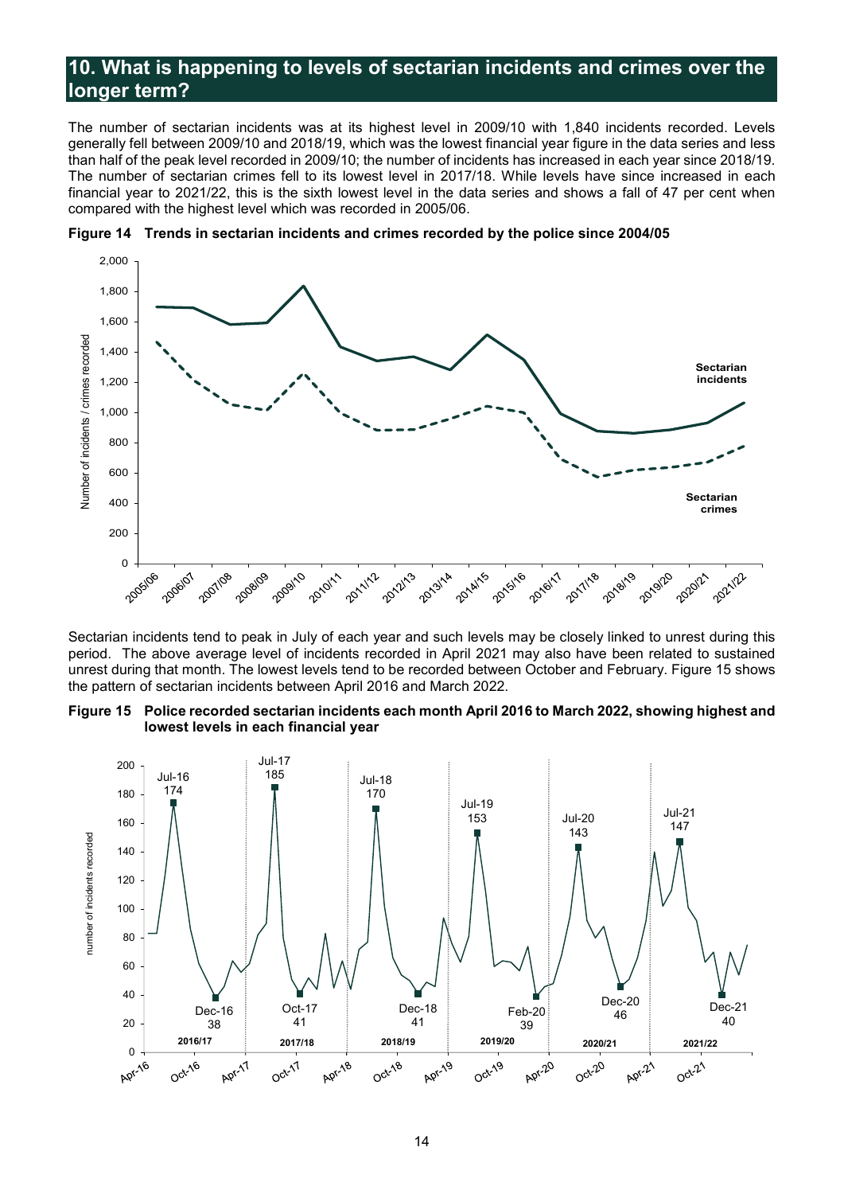## 10. What is happening to levels of sectarian incidents and crimes over the longer term?

The number of sectarian incidents was at its highest level in 2009/10 with 1,840 incidents recorded. Levels generally fell between 2009/10 and 2018/19, which was the lowest financial year figure in the data series and less than half of the peak level recorded in 2009/10; the number of incidents has increased in each year since 2018/19. The number of sectarian crimes fell to its lowest level in 2017/18. While levels have since increased in each financial year to 2021/22, this is the sixth lowest level in the data series and shows a fall of 47 per cent when compared with the highest level which was recorded in 2005/06.

**Figure 14 Trends in sectarian incidents and crimes recorded by the police since 2004/05**

Sectarian incidents tend to peak in July of each year and such levels may be closely linked to unrest during this period. The above average level of incidents recorded in April 2021 may also have been related to sustained unrest during that month. The lowest levels tend to be recorded between October and February. Figure 15 shows the pattern of sectarian incidents between April 2016 and March 2022.

**Figure 15 Police recorded sectarian incidents each month April 2016 to March 2022, showing highest and lowest levels in each financial year**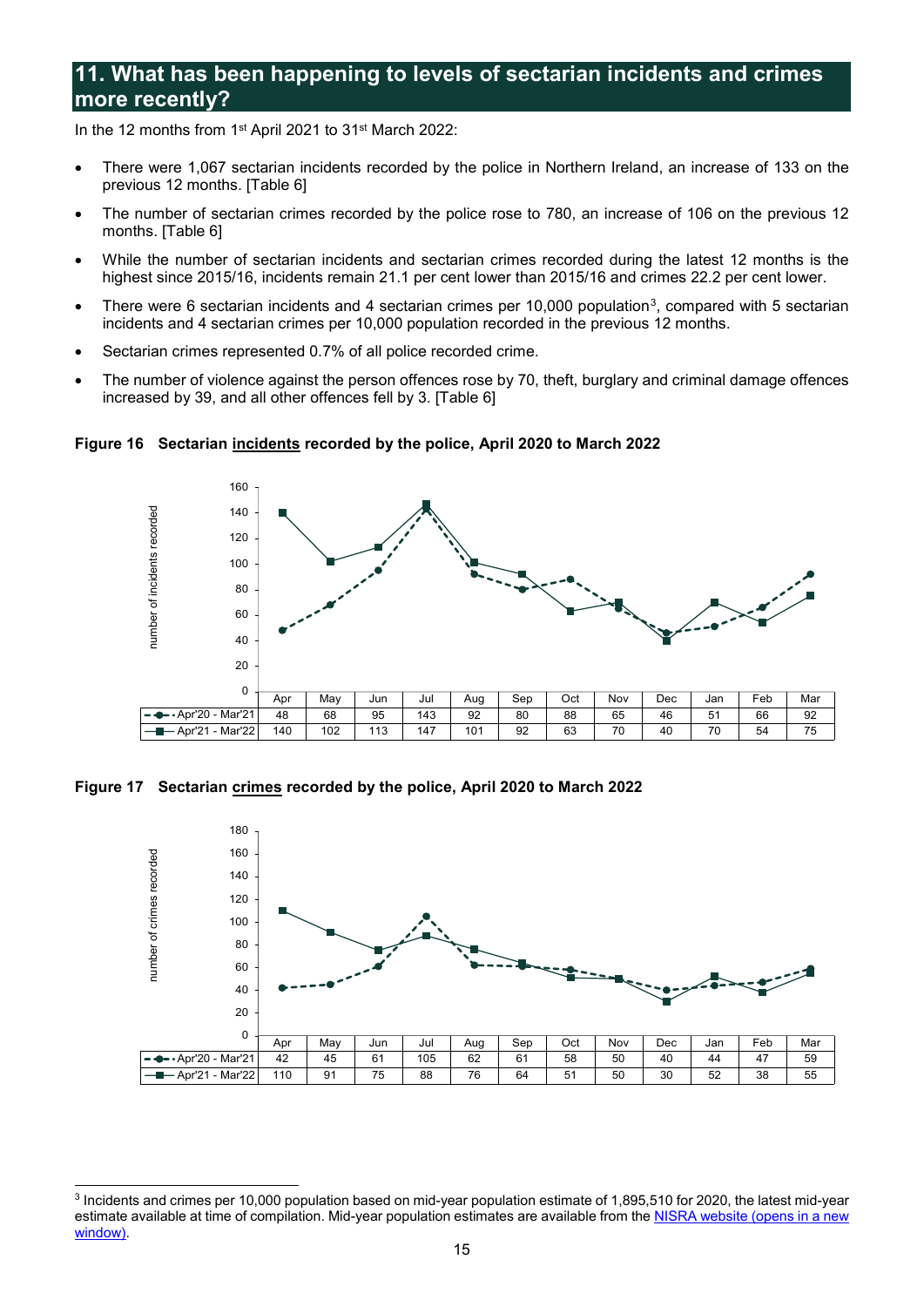## 11. What has been happening to levels of sectarian incidents and crimes more recently?

In the 12 months from 1st April 2021 to 31st March 2022:

- There were 1,067 sectarian incidents recorded by the police in Northern Ireland, an increase of 133 on the previous 12 months. [Table 6]
- The number of sectarian crimes recorded by the police rose to 780, an increase of 106 on the previous 12 months. [Table 6]
- While the number of sectarian incidents and sectarian crimes recorded during the latest 12 months is the highest since 2015/16, incidents remain 21.1 per cent lower than 2015/16 and crimes 22.2 per cent lower.
- There were 6 sectarian incidents and 4 sectarian crimes per 10,000 population[3], compared with 5 sectarian incidents and 4 sectarian crimes per 10,000 population recorded in the previous 12 months.
- Sectarian crimes represented 0.7% of all police recorded crime.
- The number of violence against the person offences rose by 70, theft, burglary and criminal damage offences increased by 39, and all other offences fell by 3. [Table 6]

**Figure 16 Sectarian incidents recorded by the police, April 2020 to March 2022**

| | Apr | May | Jun | Jul | Aug | Sep | Oct | Nov | Dec | Jan | Feb | Mar |
|---|---|---|---|---|---|---|---|---|---|---|---|---|
| Apr'20 - Mar'21 | 48 | 68 | 95 | 143 | 92 | 80 | 88 | 65 | 46 | 51 | 66 | 92 |
| Apr'21 - Mar'22 | 140 | 102 | 113 | 147 | 101 | 92 | 63 | 70 | 40 | 70 | 54 | 75 |

**Figure 17 Sectarian crimes recorded by the police, April 2020 to March 2022**

| | Apr | May | Jun | Jul | Aug | Sep | Oct | Nov | Dec | Jan | Feb | Mar |
|---|---|---|---|---|---|---|---|---|---|---|---|---|
| Apr'20 - Mar'21 | 42 | 45 | 61 | 105 | 62 | 61 | 58 | 50 | 40 | 44 | 47 | 59 |
| Apr'21 - Mar'22 | 110 | 91 | 75 | 88 | 76 | 64 | 51 | 50 | 30 | 52 | 38 | 55 |

[3] Incidents and crimes per 10,000 population based on mid-year population estimate of 1,895,510 for 2020, the latest mid-year estimate available at time of compilation. Mid-year population estimates are available from the NISRA website (opens in a new window).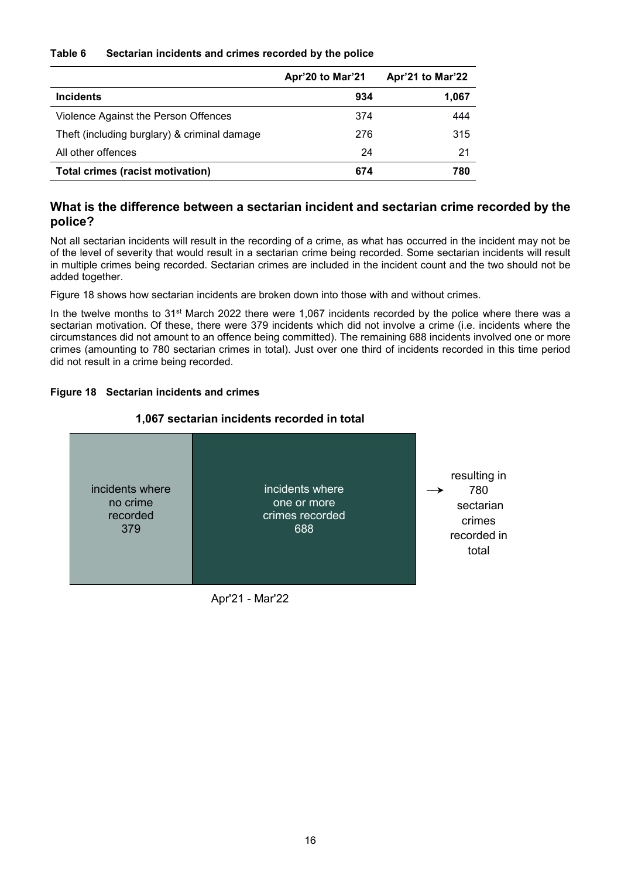**Table 6 Sectarian incidents and crimes recorded by the police**

| | Apr'20 to Mar'21 | Apr'21 to Mar'22 |
|---|---|---|
| **Incidents** | **934** | **1,067** |
| Violence Against the Person Offences | 374 | 444 |
| Theft (including burglary) & criminal damage | 276 | 315 |
| All other offences | 24 | 21 |
| **Total crimes (racist motivation)** | **674** | **780** |

## What is the difference between a sectarian incident and sectarian crime recorded by the police?

Not all sectarian incidents will result in the recording of a crime, as what has occurred in the incident may not be of the level of severity that would result in a sectarian crime being recorded. Some sectarian incidents will result in multiple crimes being recorded. Sectarian crimes are included in the incident count and the two should not be added together.

Figure 18 shows how sectarian incidents are broken down into those with and without crimes.

In the twelve months to 31st March 2022 there were 1,067 incidents recorded by the police where there was a sectarian motivation. Of these, there were 379 incidents which did not involve a crime (i.e. incidents where the circumstances did not amount to an offence being committed). The remaining 688 incidents involved one or more crimes (amounting to 780 sectarian crimes in total). Just over one third of incidents recorded in this time period did not result in a crime being recorded.

**Figure 18 Sectarian incidents and crimes**

**1,067 sectarian incidents recorded in total**

| incidents where no crime recorded | incidents where one or more crimes recorded | |
|---|---|---|
| 379 | 688 | → resulting in 780 sectarian crimes recorded in total |

Apr'21 - Mar'22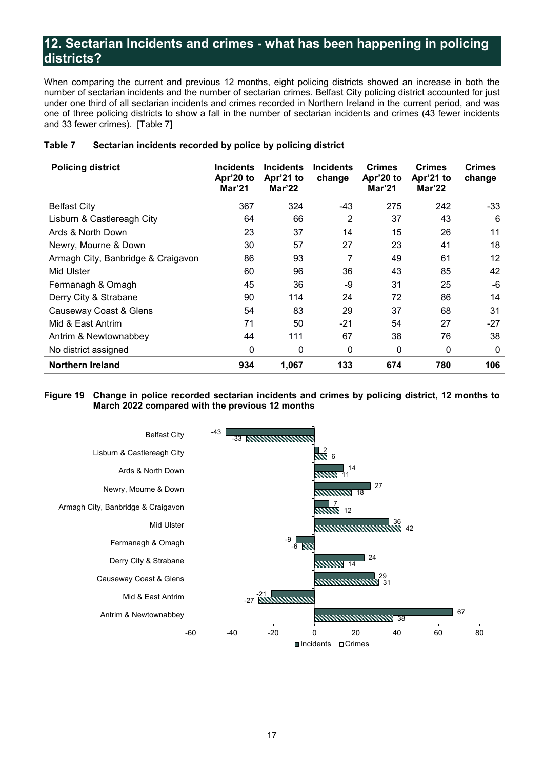## 12. Sectarian Incidents and crimes - what has been happening in policing districts?

When comparing the current and previous 12 months, eight policing districts showed an increase in both the number of sectarian incidents and the number of sectarian crimes. Belfast City policing district accounted for just under one third of all sectarian incidents and crimes recorded in Northern Ireland in the current period, and was one of three policing districts to show a fall in the number of sectarian incidents and crimes (43 fewer incidents and 33 fewer crimes). [Table 7]

**Table 7 Sectarian incidents recorded by police by policing district**

| Policing district | Incidents Apr'20 to Mar'21 | Incidents Apr'21 to Mar'22 | Incidents change | Crimes Apr'20 to Mar'21 | Crimes Apr'21 to Mar'22 | Crimes change |
|---|---|---|---|---|---|---|
| Belfast City | 367 | 324 | -43 | 275 | 242 | -33 |
| Lisburn & Castlereagh City | 64 | 66 | 2 | 37 | 43 | 6 |
| Ards & North Down | 23 | 37 | 14 | 15 | 26 | 11 |
| Newry, Mourne & Down | 30 | 57 | 27 | 23 | 41 | 18 |
| Armagh City, Banbridge & Craigavon | 86 | 93 | 7 | 49 | 61 | 12 |
| Mid Ulster | 60 | 96 | 36 | 43 | 85 | 42 |
| Fermanagh & Omagh | 45 | 36 | -9 | 31 | 25 | -6 |
| Derry City & Strabane | 90 | 114 | 24 | 72 | 86 | 14 |
| Causeway Coast & Glens | 54 | 83 | 29 | 37 | 68 | 31 |
| Mid & East Antrim | 71 | 50 | -21 | 54 | 27 | -27 |
| Antrim & Newtownabbey | 44 | 111 | 67 | 38 | 76 | 38 |
| No district assigned | 0 | 0 | 0 | 0 | 0 | 0 |
| **Northern Ireland** | **934** | **1,067** | **133** | **674** | **780** | **106** |

**Figure 19 Change in police recorded sectarian incidents and crimes by policing district, 12 months to March 2022 compared with the previous 12 months**

| Policing district | Incidents | Crimes |
|---|---|---|
| Belfast City | -43 | -33 |
| Lisburn & Castlereagh City | 2 | 6 |
| Ards & North Down | 14 | 11 |
| Newry, Mourne & Down | 27 | 18 |
| Armagh City, Banbridge & Craigavon | 7 | 12 |
| Mid Ulster | 36 | 42 |
| Fermanagh & Omagh | -9 | -6 |
| Derry City & Strabane | 24 | 14 |
| Causeway Coast & Glens | 29 | 31 |
| Mid & East Antrim | -21 | -27 |
| Antrim & Newtownabbey | 67 | 38 |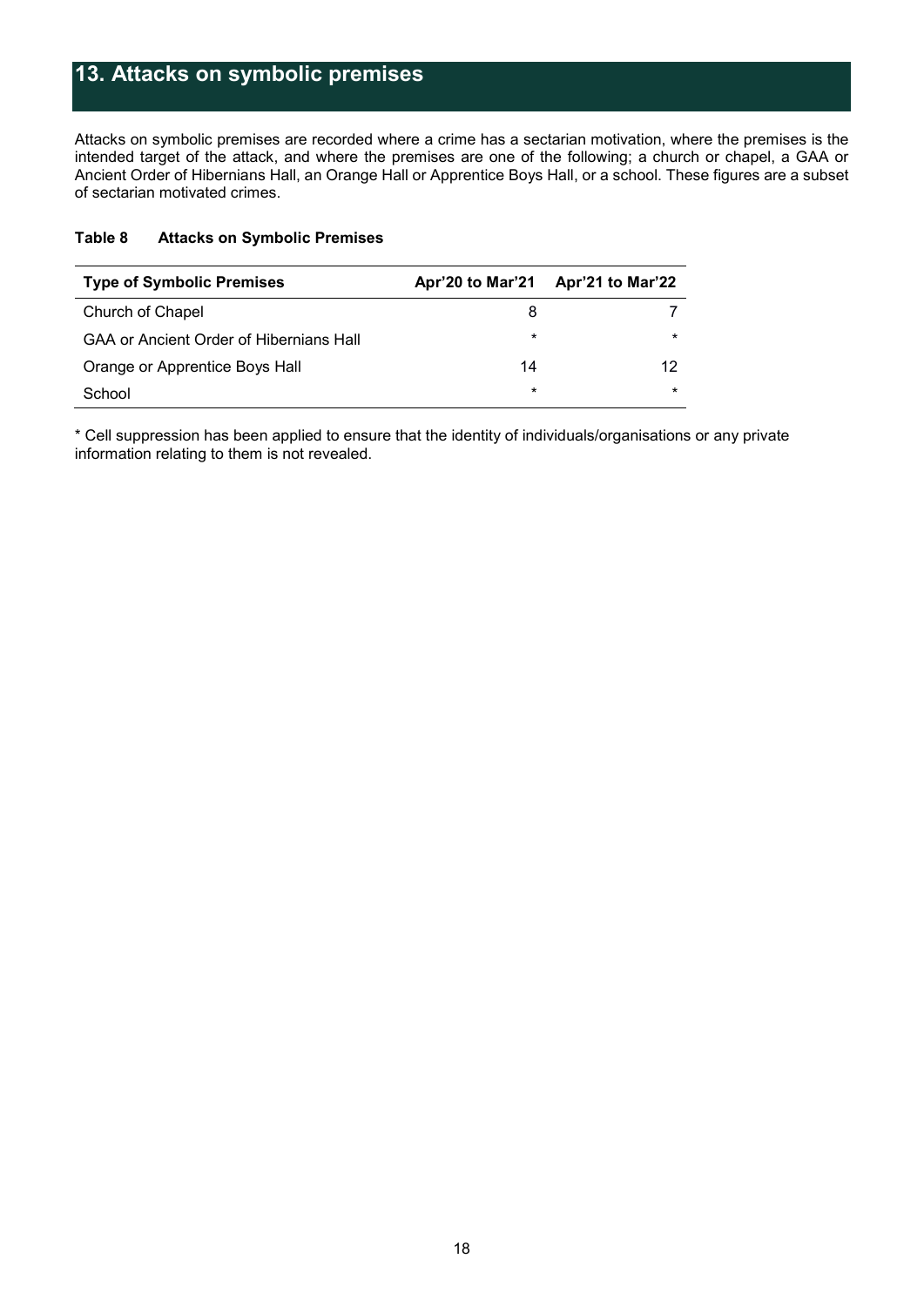# 13. Attacks on symbolic premises

Attacks on symbolic premises are recorded where a crime has a sectarian motivation, where the premises is the intended target of the attack, and where the premises are one of the following; a church or chapel, a GAA or Ancient Order of Hibernians Hall, an Orange Hall or Apprentice Boys Hall, or a school. These figures are a subset of sectarian motivated crimes.

**Table 8 Attacks on Symbolic Premises**

| Type of Symbolic Premises | Apr'20 to Mar'21 | Apr'21 to Mar'22 |
|---|---|---|
| Church of Chapel | 8 | 7 |
| GAA or Ancient Order of Hibernians Hall | * | * |
| Orange or Apprentice Boys Hall | 14 | 12 |
| School | * | * |

* Cell suppression has been applied to ensure that the identity of individuals/organisations or any private information relating to them is not revealed.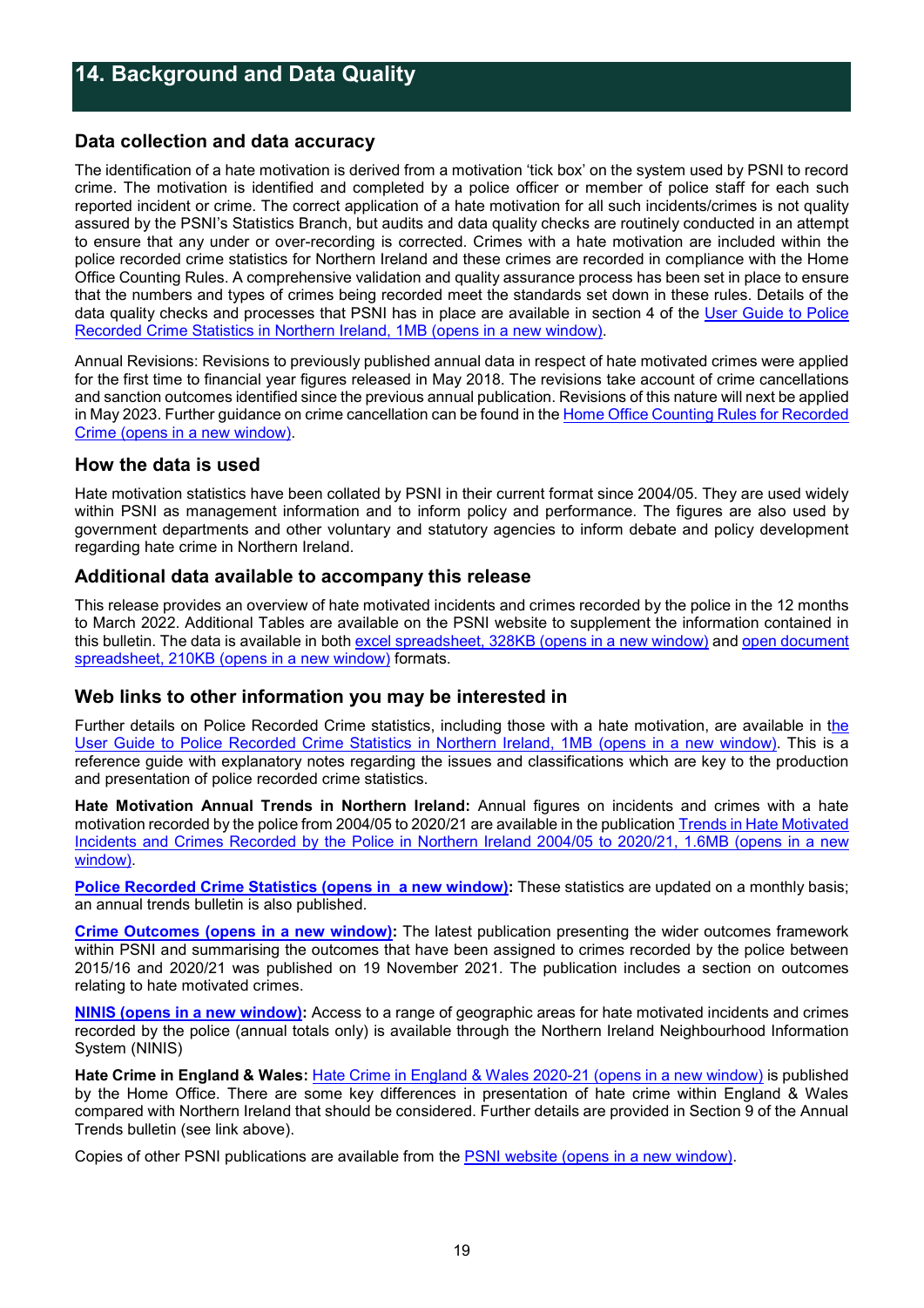## 14. Background and Data Quality

### Data collection and data accuracy

The identification of a hate motivation is derived from a motivation 'tick box' on the system used by PSNI to record crime. The motivation is identified and completed by a police officer or member of police staff for each such reported incident or crime. The correct application of a hate motivation for all such incidents/crimes is not quality assured by the PSNI's Statistics Branch, but audits and data quality checks are routinely conducted in an attempt to ensure that any under or over-recording is corrected. Crimes with a hate motivation are included within the police recorded crime statistics for Northern Ireland and these crimes are recorded in compliance with the Home Office Counting Rules. A comprehensive validation and quality assurance process has been set in place to ensure that the numbers and types of crimes being recorded meet the standards set down in these rules. Details of the data quality checks and processes that PSNI has in place are available in section 4 of the User Guide to Police Recorded Crime Statistics in Northern Ireland, 1MB (opens in a new window).

Annual Revisions: Revisions to previously published annual data in respect of hate motivated crimes were applied for the first time to financial year figures released in May 2018. The revisions take account of crime cancellations and sanction outcomes identified since the previous annual publication. Revisions of this nature will next be applied in May 2023. Further guidance on crime cancellation can be found in the Home Office Counting Rules for Recorded Crime (opens in a new window).

### How the data is used

Hate motivation statistics have been collated by PSNI in their current format since 2004/05. They are used widely within PSNI as management information and to inform policy and performance. The figures are also used by government departments and other voluntary and statutory agencies to inform debate and policy development regarding hate crime in Northern Ireland.

### Additional data available to accompany this release

This release provides an overview of hate motivated incidents and crimes recorded by the police in the 12 months to March 2022. Additional Tables are available on the PSNI website to supplement the information contained in this bulletin. The data is available in both excel spreadsheet, 328KB (opens in a new window) and open document spreadsheet, 210KB (opens in a new window) formats.

### Web links to other information you may be interested in

Further details on Police Recorded Crime statistics, including those with a hate motivation, are available in the User Guide to Police Recorded Crime Statistics in Northern Ireland, 1MB (opens in a new window). This is a reference guide with explanatory notes regarding the issues and classifications which are key to the production and presentation of police recorded crime statistics.

**Hate Motivation Annual Trends in Northern Ireland:** Annual figures on incidents and crimes with a hate motivation recorded by the police from 2004/05 to 2020/21 are available in the publication Trends in Hate Motivated Incidents and Crimes Recorded by the Police in Northern Ireland 2004/05 to 2020/21, 1.6MB (opens in a new window).

**Police Recorded Crime Statistics (opens in a new window):** These statistics are updated on a monthly basis; an annual trends bulletin is also published.

**Crime Outcomes (opens in a new window):** The latest publication presenting the wider outcomes framework within PSNI and summarising the outcomes that have been assigned to crimes recorded by the police between 2015/16 and 2020/21 was published on 19 November 2021. The publication includes a section on outcomes relating to hate motivated crimes.

**NINIS (opens in a new window):** Access to a range of geographic areas for hate motivated incidents and crimes recorded by the police (annual totals only) is available through the Northern Ireland Neighbourhood Information System (NINIS)

**Hate Crime in England & Wales:** Hate Crime in England & Wales 2020-21 (opens in a new window) is published by the Home Office. There are some key differences in presentation of hate crime within England & Wales compared with Northern Ireland that should be considered. Further details are provided in Section 9 of the Annual Trends bulletin (see link above).

Copies of other PSNI publications are available from the PSNI website (opens in a new window).